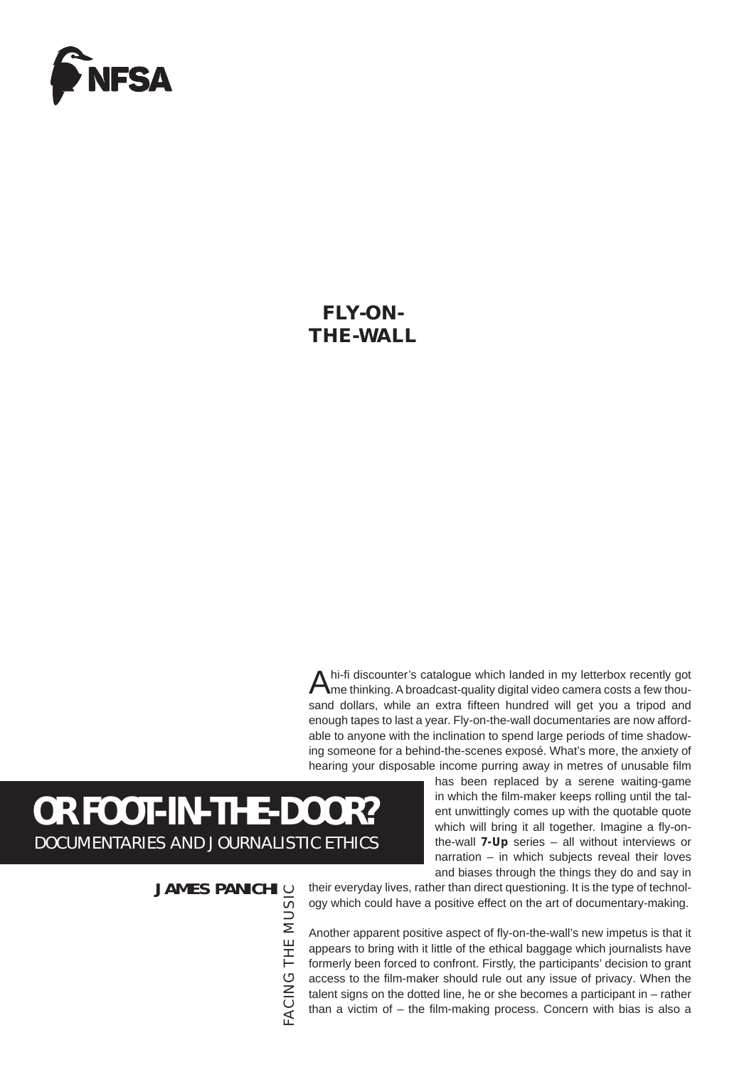# FLY-ON-THE-WALL OR FOOT-IN-THE-DOOR?

## DOCUMENTARIES AND JOURNALISTIC ETHICS

**JAMES PANICHI**

FACING THE MUSIC

A hi-fi discounter's catalogue which landed in my letterbox recently got me thinking. A broadcast-quality digital video camera costs a few thousand dollars, while an extra fifteen hundred will get you a tripod and enough tapes to last a year. Fly-on-the-wall documentaries are now affordable to anyone with the inclination to spend large periods of time shadowing someone for a behind-the-scenes exposé. What's more, the anxiety of hearing your disposable income purring away in metres of unusable film has been replaced by a serene waiting-game in which the film-maker keeps rolling until the talent unwittingly comes up with the quotable quote which will bring it all together. Imagine a fly-on-the-wall **7-Up** series – all without interviews or narration – in which subjects reveal their loves and biases through the things they do and say in their everyday lives, rather than direct questioning. It is the type of technology which could have a positive effect on the art of documentary-making.

Another apparent positive aspect of fly-on-the-wall's new impetus is that it appears to bring with it little of the ethical baggage which journalists have formerly been forced to confront. Firstly, the participants' decision to grant access to the film-maker should rule out any issue of privacy. When the talent signs on the dotted line, he or she becomes a participant in – rather than a victim of – the film-making process. Concern with bias is also a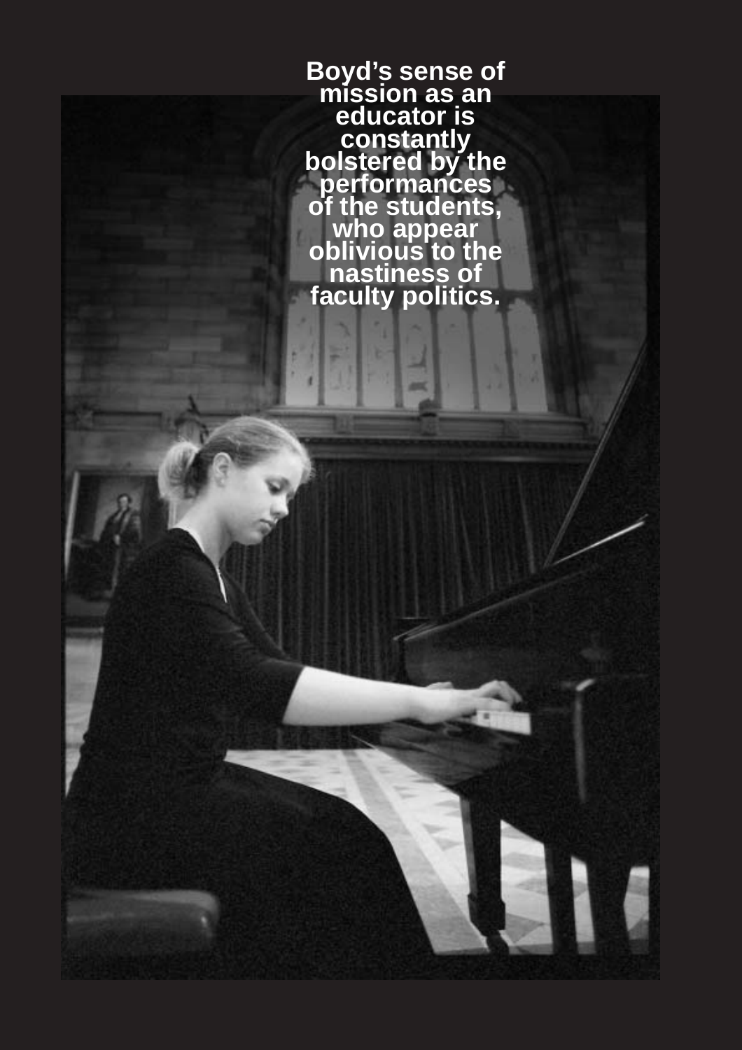Boyd's sense of mission as an educator is constantly bolstered by the performances of the students, who appear oblivious to the nastiness of faculty politics.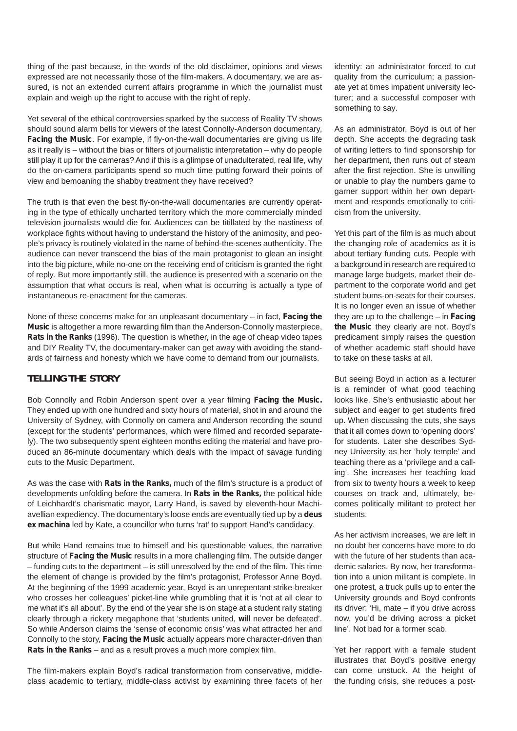thing of the past because, in the words of the old disclaimer, opinions and views expressed are not necessarily those of the film-makers. A documentary, we are assured, is not an extended current affairs programme in which the journalist must explain and weigh up the right to accuse with the right of reply.

Yet several of the ethical controversies sparked by the success of Reality TV shows should sound alarm bells for viewers of the latest Connolly-Anderson documentary, **Facing the Music**. For example, if fly-on-the-wall documentaries are giving us life as it really is – without the bias or filters of journalistic interpretation – why do people still play it up for the cameras? And if this is a glimpse of unadulterated, real life, why do the on-camera participants spend so much time putting forward their points of view and bemoaning the shabby treatment they have received?

The truth is that even the best fly-on-the-wall documentaries are currently operating in the type of ethically uncharted territory which the more commercially minded television journalists would die for. Audiences can be titillated by the nastiness of workplace fights without having to understand the history of the animosity, and people's privacy is routinely violated in the name of behind-the-scenes authenticity. The audience can never transcend the bias of the main protagonist to glean an insight into the big picture, while no-one on the receiving end of criticism is granted the right of reply. But more importantly still, the audience is presented with a scenario on the assumption that what occurs is real, when what is occurring is actually a type of instantaneous re-enactment for the cameras.

None of these concerns make for an unpleasant documentary – in fact, **Facing the Music** is altogether a more rewarding film than the Anderson-Connolly masterpiece, **Rats in the Ranks** (1996). The question is whether, in the age of cheap video tapes and DIY Reality TV, the documentary-maker can get away with avoiding the standards of fairness and honesty which we have come to demand from our journalists.

## TELLING THE STORY

Bob Connolly and Robin Anderson spent over a year filming **Facing the Music.** They ended up with one hundred and sixty hours of material, shot in and around the University of Sydney, with Connolly on camera and Anderson recording the sound (except for the students' performances, which were filmed and recorded separately). The two subsequently spent eighteen months editing the material and have produced an 86-minute documentary which deals with the impact of savage funding cuts to the Music Department.

As was the case with **Rats in the Ranks,** much of the film's structure is a product of developments unfolding before the camera. In **Rats in the Ranks,** the political hide of Leichhardt's charismatic mayor, Larry Hand, is saved by eleventh-hour Machiavellian expediency. The documentary's loose ends are eventually tied up by a **deus ex machina** led by Kate, a councillor who turns 'rat' to support Hand's candidacy.

But while Hand remains true to himself and his questionable values, the narrative structure of **Facing the Music** results in a more challenging film. The outside danger – funding cuts to the department – is still unresolved by the end of the film. This time the element of change is provided by the film's protagonist, Professor Anne Boyd. At the beginning of the 1999 academic year, Boyd is an unrepentant strike-breaker who crosses her colleagues' picket-line while grumbling that it is 'not at all clear to me what it's all about'. By the end of the year she is on stage at a student rally stating clearly through a rickety megaphone that 'students united, **will** never be defeated'. So while Anderson claims the 'sense of economic crisis' was what attracted her and Connolly to the story, **Facing the Music** actually appears more character-driven than **Rats in the Ranks** – and as a result proves a much more complex film.

The film-makers explain Boyd's radical transformation from conservative, middle-class academic to tertiary, middle-class activist by examining three facets of her identity: an administrator forced to cut quality from the curriculum; a passionate yet at times impatient university lecturer; and a successful composer with something to say.

As an administrator, Boyd is out of her depth. She accepts the degrading task of writing letters to find sponsorship for her department, then runs out of steam after the first rejection. She is unwilling or unable to play the numbers game to garner support within her own department and responds emotionally to criticism from the university.

Yet this part of the film is as much about the changing role of academics as it is about tertiary funding cuts. People with a background in research are required to manage large budgets, market their department to the corporate world and get student bums-on-seats for their courses. It is no longer even an issue of whether they are up to the challenge – in **Facing the Music** they clearly are not. Boyd's predicament simply raises the question of whether academic staff should have to take on these tasks at all.

But seeing Boyd in action as a lecturer is a reminder of what good teaching looks like. She's enthusiastic about her subject and eager to get students fired up. When discussing the cuts, she says that it all comes down to 'opening doors' for students. Later she describes Sydney University as her 'holy temple' and teaching there as a 'privilege and a calling'. She increases her teaching load from six to twenty hours a week to keep courses on track and, ultimately, becomes politically militant to protect her students.

As her activism increases, we are left in no doubt her concerns have more to do with the future of her students than academic salaries. By now, her transformation into a union militant is complete. In one protest, a truck pulls up to enter the University grounds and Boyd confronts its driver: 'Hi, mate – if you drive across now, you'd be driving across a picket line'. Not bad for a former scab.

Yet her rapport with a female student illustrates that Boyd's positive energy can come unstuck. At the height of the funding crisis, she reduces a post-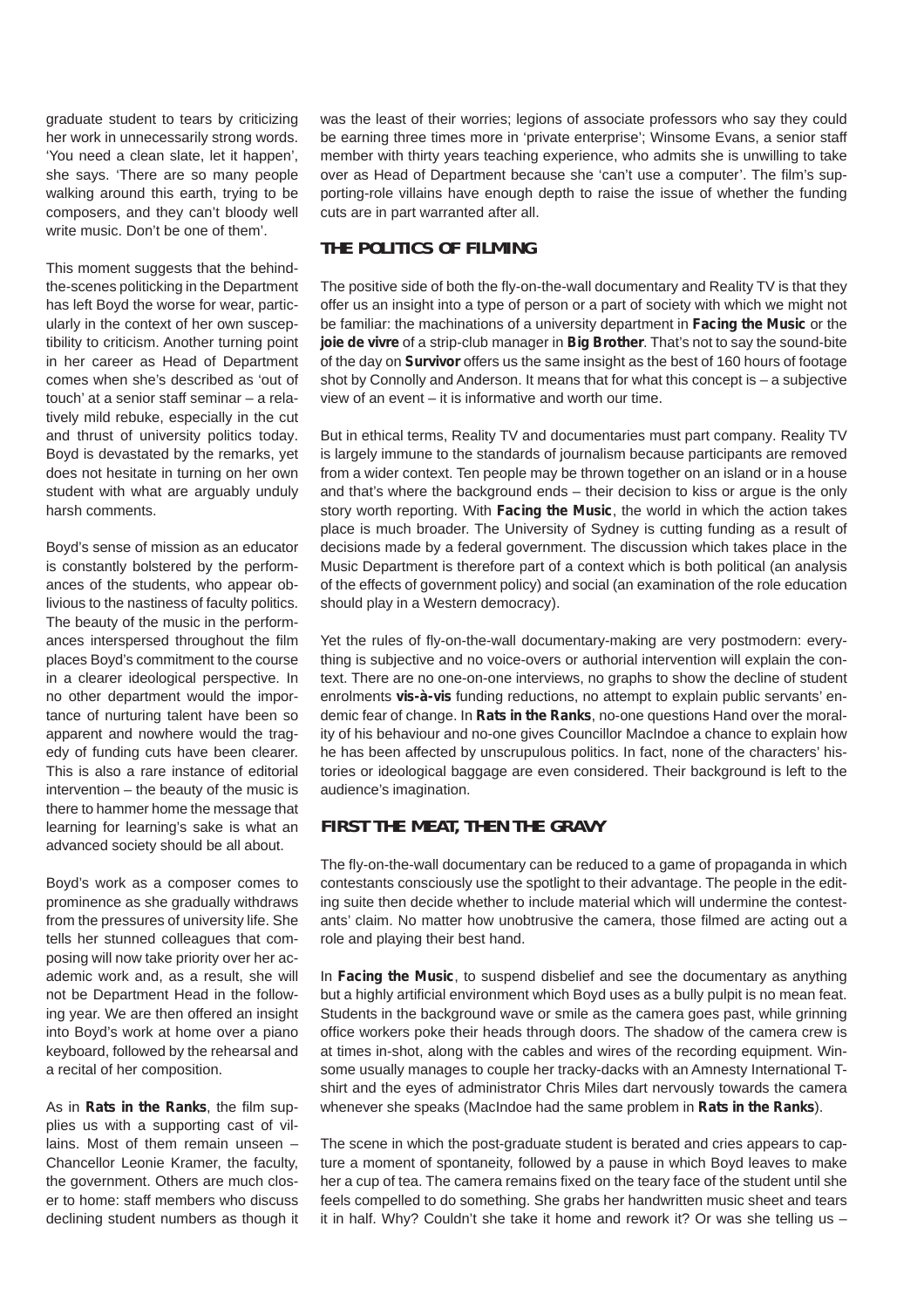graduate student to tears by criticizing her work in unnecessarily strong words. 'You need a clean slate, let it happen', she says. 'There are so many people walking around this earth, trying to be composers, and they can't bloody well write music. Don't be one of them'.

This moment suggests that the behind-the-scenes politicking in the Department has left Boyd the worse for wear, particularly in the context of her own susceptibility to criticism. Another turning point in her career as Head of Department comes when she's described as 'out of touch' at a senior staff seminar – a relatively mild rebuke, especially in the cut and thrust of university politics today. Boyd is devastated by the remarks, yet does not hesitate in turning on her own student with what are arguably unduly harsh comments.

Boyd's sense of mission as an educator is constantly bolstered by the performances of the students, who appear oblivious to the nastiness of faculty politics. The beauty of the music in the performances interspersed throughout the film places Boyd's commitment to the course in a clearer ideological perspective. In no other department would the importance of nurturing talent have been so apparent and nowhere would the tragedy of funding cuts have been clearer. This is also a rare instance of editorial intervention – the beauty of the music is there to hammer home the message that learning for learning's sake is what an advanced society should be all about.

Boyd's work as a composer comes to prominence as she gradually withdraws from the pressures of university life. She tells her stunned colleagues that composing will now take priority over her academic work and, as a result, she will not be Department Head in the following year. We are then offered an insight into Boyd's work at home over a piano keyboard, followed by the rehearsal and a recital of her composition.

As in **Rats in the Ranks**, the film supplies us with a supporting cast of villains. Most of them remain unseen – Chancellor Leonie Kramer, the faculty, the government. Others are much closer to home: staff members who discuss declining student numbers as though it was the least of their worries; legions of associate professors who say they could be earning three times more in 'private enterprise'; Winsome Evans, a senior staff member with thirty years teaching experience, who admits she is unwilling to take over as Head of Department because she 'can't use a computer'. The film's supporting-role villains have enough depth to raise the issue of whether the funding cuts are in part warranted after all.

## THE POLITICS OF FILMING

The positive side of both the fly-on-the-wall documentary and Reality TV is that they offer us an insight into a type of person or a part of society with which we might not be familiar: the machinations of a university department in **Facing the Music** or the **joie de vivre** of a strip-club manager in **Big Brother**. That's not to say the sound-bite of the day on **Survivor** offers us the same insight as the best of 160 hours of footage shot by Connolly and Anderson. It means that for what this concept is – a subjective view of an event – it is informative and worth our time.

But in ethical terms, Reality TV and documentaries must part company. Reality TV is largely immune to the standards of journalism because participants are removed from a wider context. Ten people may be thrown together on an island or in a house and that's where the background ends – their decision to kiss or argue is the only story worth reporting. With **Facing the Music**, the world in which the action takes place is much broader. The University of Sydney is cutting funding as a result of decisions made by a federal government. The discussion which takes place in the Music Department is therefore part of a context which is both political (an analysis of the effects of government policy) and social (an examination of the role education should play in a Western democracy).

Yet the rules of fly-on-the-wall documentary-making are very postmodern: everything is subjective and no voice-overs or authorial intervention will explain the context. There are no one-on-one interviews, no graphs to show the decline of student enrolments **vis-à-vis** funding reductions, no attempt to explain public servants' endemic fear of change. In **Rats in the Ranks**, no-one questions Hand over the morality of his behaviour and no-one gives Councillor MacIndoe a chance to explain how he has been affected by unscrupulous politics. In fact, none of the characters' histories or ideological baggage are even considered. Their background is left to the audience's imagination.

## FIRST THE MEAT, THEN THE GRAVY

The fly-on-the-wall documentary can be reduced to a game of propaganda in which contestants consciously use the spotlight to their advantage. The people in the editing suite then decide whether to include material which will undermine the contestants' claim. No matter how unobtrusive the camera, those filmed are acting out a role and playing their best hand.

In **Facing the Music**, to suspend disbelief and see the documentary as anything but a highly artificial environment which Boyd uses as a bully pulpit is no mean feat. Students in the background wave or smile as the camera goes past, while grinning office workers poke their heads through doors. The shadow of the camera crew is at times in-shot, along with the cables and wires of the recording equipment. Winsome usually manages to couple her tracky-dacks with an Amnesty International T-shirt and the eyes of administrator Chris Miles dart nervously towards the camera whenever she speaks (MacIndoe had the same problem in **Rats in the Ranks**).

The scene in which the post-graduate student is berated and cries appears to capture a moment of spontaneity, followed by a pause in which Boyd leaves to make her a cup of tea. The camera remains fixed on the teary face of the student until she feels compelled to do something. She grabs her handwritten music sheet and tears it in half. Why? Couldn't she take it home and rework it? Or was she telling us –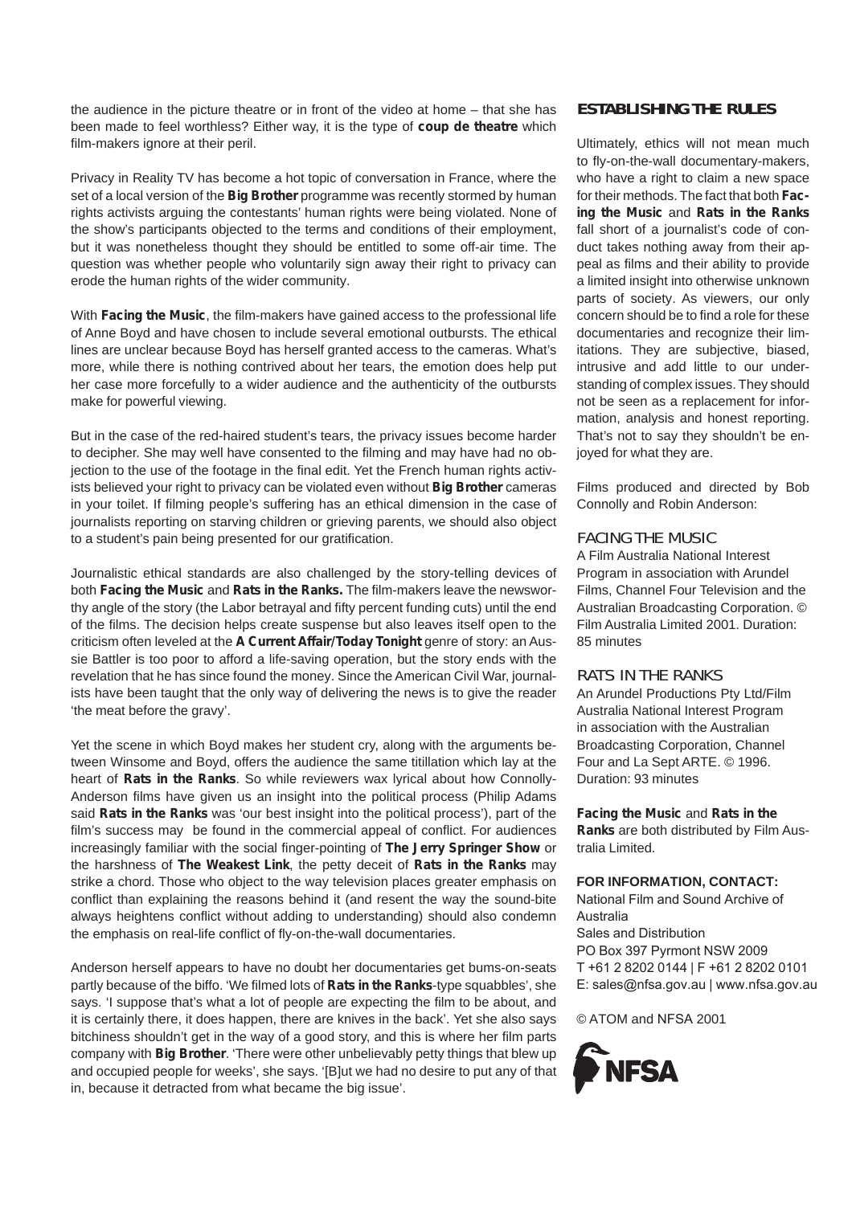the audience in the picture theatre or in front of the video at home – that she has been made to feel worthless? Either way, it is the type of **coup de theatre** which film-makers ignore at their peril.

Privacy in Reality TV has become a hot topic of conversation in France, where the set of a local version of the **Big Brother** programme was recently stormed by human rights activists arguing the contestants' human rights were being violated. None of the show's participants objected to the terms and conditions of their employment, but it was nonetheless thought they should be entitled to some off-air time. The question was whether people who voluntarily sign away their right to privacy can erode the human rights of the wider community.

With **Facing the Music**, the film-makers have gained access to the professional life of Anne Boyd and have chosen to include several emotional outbursts. The ethical lines are unclear because Boyd has herself granted access to the cameras. What's more, while there is nothing contrived about her tears, the emotion does help put her case more forcefully to a wider audience and the authenticity of the outbursts make for powerful viewing.

But in the case of the red-haired student's tears, the privacy issues become harder to decipher. She may well have consented to the filming and may have had no objection to the use of the footage in the final edit. Yet the French human rights activists believed your right to privacy can be violated even without **Big Brother** cameras in your toilet. If filming people's suffering has an ethical dimension in the case of journalists reporting on starving children or grieving parents, we should also object to a student's pain being presented for our gratification.

Journalistic ethical standards are also challenged by the story-telling devices of both **Facing the Music** and **Rats in the Ranks.** The film-makers leave the newsworthy angle of the story (the Labor betrayal and fifty percent funding cuts) until the end of the films. The decision helps create suspense but also leaves itself open to the criticism often leveled at the **A Current Affair/Today Tonight** genre of story: an Aussie Battler is too poor to afford a life-saving operation, but the story ends with the revelation that he has since found the money. Since the American Civil War, journalists have been taught that the only way of delivering the news is to give the reader 'the meat before the gravy'.

Yet the scene in which Boyd makes her student cry, along with the arguments between Winsome and Boyd, offers the audience the same titillation which lay at the heart of **Rats in the Ranks**. So while reviewers wax lyrical about how Connolly-Anderson films have given us an insight into the political process (Philip Adams said **Rats in the Ranks** was 'our best insight into the political process'), part of the film's success may be found in the commercial appeal of conflict. For audiences increasingly familiar with the social finger-pointing of **The Jerry Springer Show** or the harshness of **The Weakest Link**, the petty deceit of **Rats in the Ranks** may strike a chord. Those who object to the way television places greater emphasis on conflict than explaining the reasons behind it (and resent the way the sound-bite always heightens conflict without adding to understanding) should also condemn the emphasis on real-life conflict of fly-on-the-wall documentaries.

Anderson herself appears to have no doubt her documentaries get bums-on-seats partly because of the biffo. 'We filmed lots of **Rats in the Ranks**-type squabbles', she says. 'I suppose that's what a lot of people are expecting the film to be about, and it is certainly there, it does happen, there are knives in the back'. Yet she also says bitchiness shouldn't get in the way of a good story, and this is where her film parts company with **Big Brother**. 'There were other unbelievably petty things that blew up and occupied people for weeks', she says. '[B]ut we had no desire to put any of that in, because it detracted from what became the big issue'.

## ESTABLISHING THE RULES

Ultimately, ethics will not mean much to fly-on-the-wall documentary-makers, who have a right to claim a new space for their methods. The fact that both **Facing the Music** and **Rats in the Ranks** fall short of a journalist's code of conduct takes nothing away from their appeal as films and their ability to provide a limited insight into otherwise unknown parts of society. As viewers, our only concern should be to find a role for these documentaries and recognize their limitations. They are subjective, biased, intrusive and add little to our understanding of complex issues. They should not be seen as a replacement for information, analysis and honest reporting. That's not to say they shouldn't be enjoyed for what they are.

Films produced and directed by Bob Connolly and Robin Anderson:

### FACING THE MUSIC

A Film Australia National Interest Program in association with Arundel Films, Channel Four Television and the Australian Broadcasting Corporation. © Film Australia Limited 2001. Duration: 85 minutes

### RATS IN THE RANKS

An Arundel Productions Pty Ltd/Film Australia National Interest Program in association with the Australian Broadcasting Corporation, Channel Four and La Sept ARTE. © 1996. Duration: 93 minutes

**Facing the Music** and **Rats in the Ranks** are both distributed by Film Australia Limited.

**FOR INFORMATION, CONTACT:**
National Film and Sound Archive of Australia
Sales and Distribution
PO Box 397 Pyrmont NSW 2009
T +61 2 8202 0144 | F +61 2 8202 0101
E: sales@nfsa.gov.au | www.nfsa.gov.au

© ATOM and NFSA 2001

NFSA